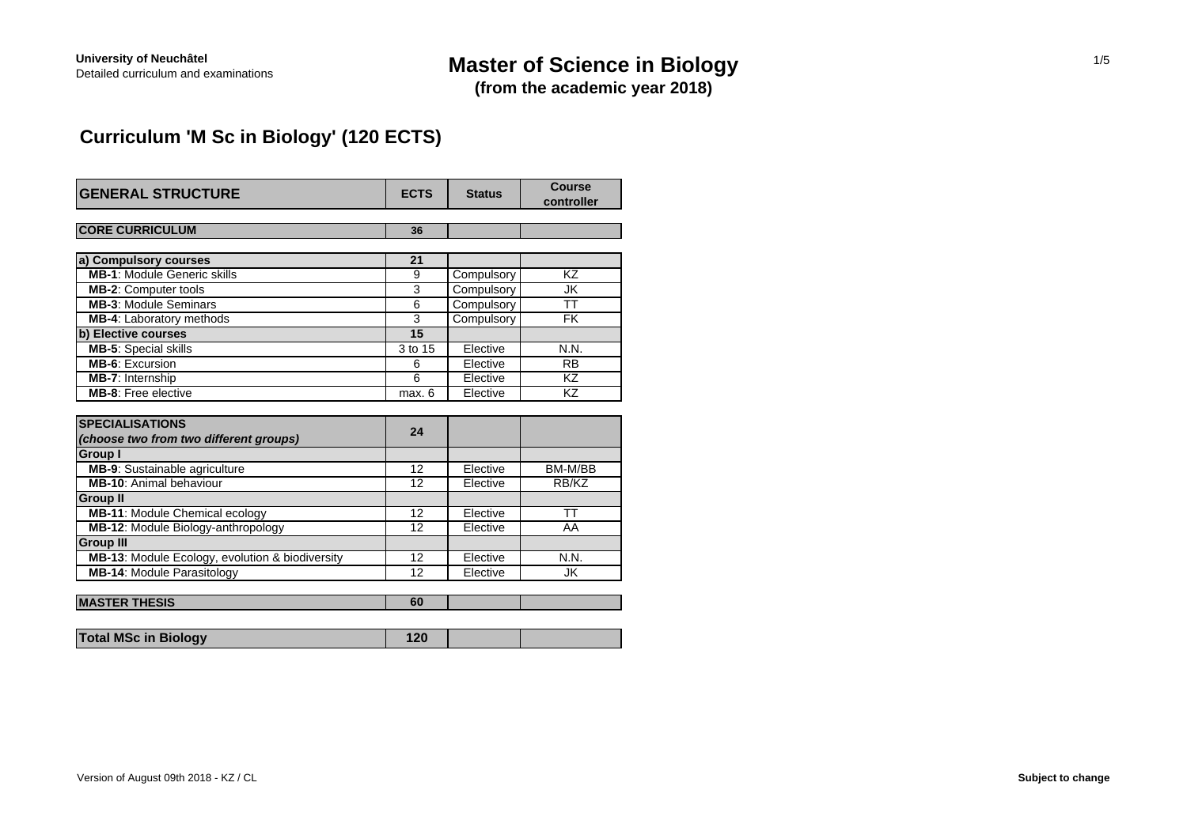University of Neuchâtel
Detailed curriculum and examinations

# Master of Science in Biology
**(from the academic year 2018)**

## Curriculum 'M Sc in Biology' (120 ECTS)

| GENERAL STRUCTURE | ECTS | Status | Course controller |
|---|---|---|---|
| **CORE CURRICULUM** | **36** | | |
| **a) Compulsory courses** | **21** | | |
| **MB-1**: Module Generic skills | 9 | Compulsory | KZ |
| **MB-2**: Computer tools | 3 | Compulsory | JK |
| **MB-3**: Module Seminars | 6 | Compulsory | TT |
| **MB-4**: Laboratory methods | 3 | Compulsory | FK |
| **b) Elective courses** | **15** | | |
| **MB-5**: Special skills | 3 to 15 | Elective | N.N. |
| **MB-6**: Excursion | 6 | Elective | RB |
| **MB-7**: Internship | 6 | Elective | KZ |
| **MB-8**: Free elective | max. 6 | Elective | KZ |
| **SPECIALISATIONS** ***(choose two from two different groups)*** | **24** | | |
| **Group I** | | | |
| **MB-9**: Sustainable agriculture | 12 | Elective | BM-M/BB |
| **MB-10**: Animal behaviour | 12 | Elective | RB/KZ |
| **Group II** | | | |
| **MB-11**: Module Chemical ecology | 12 | Elective | TT |
| **MB-12**: Module Biology-anthropology | 12 | Elective | AA |
| **Group III** | | | |
| **MB-13**: Module Ecology, evolution & biodiversity | 12 | Elective | N.N. |
| **MB-14**: Module Parasitology | 12 | Elective | JK |
| **MASTER THESIS** | **60** | | |
| **Total MSc in Biology** | **120** | | |

Version of August 09th 2018 - KZ / CL

**Subject to change**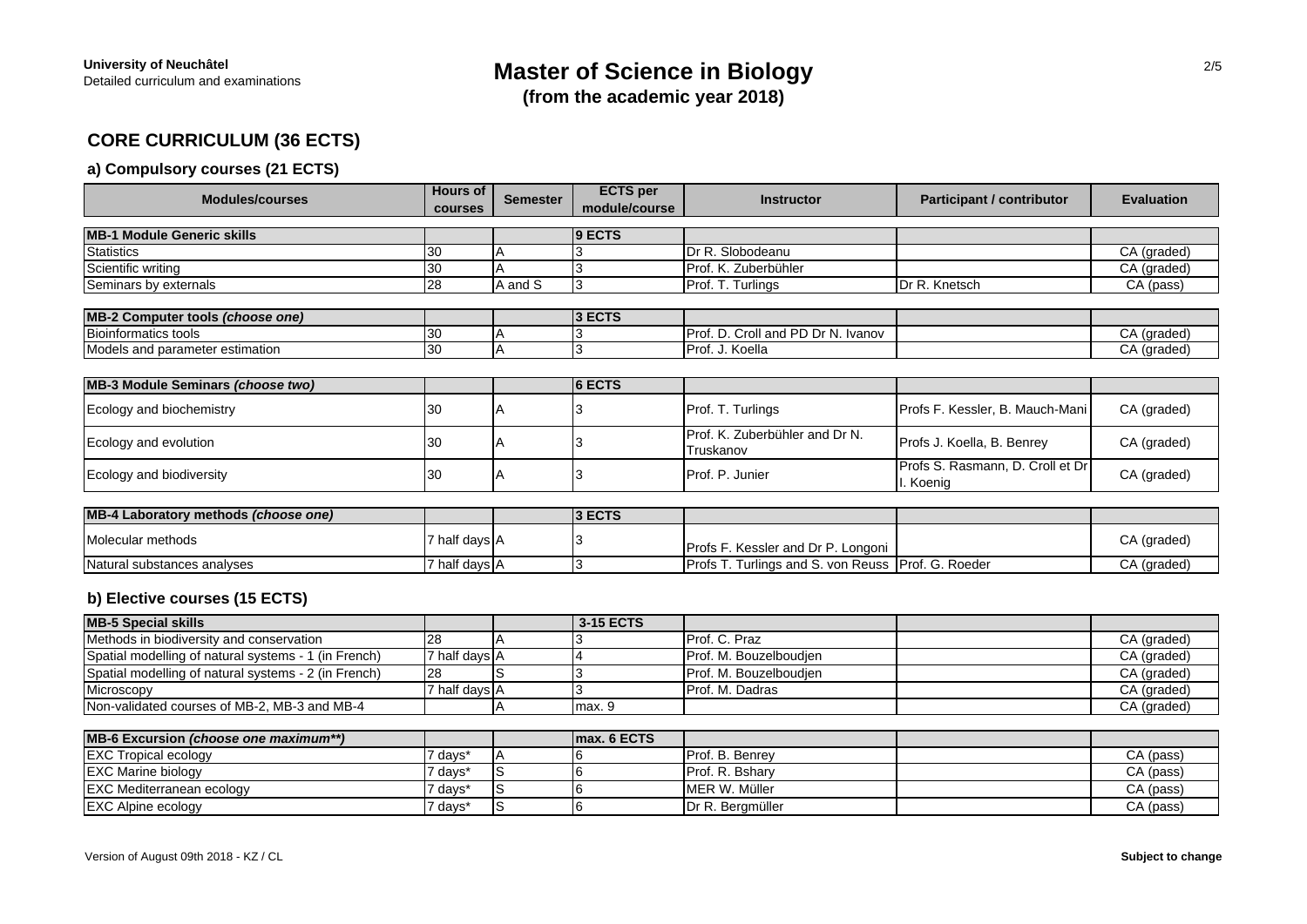**University of Neuchâtel**
Detailed curriculum and examinations

# Master of Science in Biology
**(from the academic year 2018)**

## CORE CURRICULUM (36 ECTS)

### a) Compulsory courses (21 ECTS)

| Modules/courses | Hours of courses | Semester | ECTS per module/course | Instructor | Participant / contributor | Evaluation |
|---|---|---|---|---|---|---|
| **MB-1 Module Generic skills** | | | **9 ECTS** | | | |
| Statistics | 30 | A | 3 | Dr R. Slobodeanu | | CA (graded) |
| Scientific writing | 30 | A | 3 | Prof. K. Zuberbühler | | CA (graded) |
| Seminars by externals | 28 | A and S | 3 | Prof. T. Turlings | Dr R. Knetsch | CA (pass) |
| **MB-2 Computer tools *(choose one)*** | | | **3 ECTS** | | | |
| Bioinformatics tools | 30 | A | 3 | Prof. D. Croll and PD Dr N. Ivanov | | CA (graded) |
| Models and parameter estimation | 30 | A | 3 | Prof. J. Koella | | CA (graded) |
| **MB-3 Module Seminars *(choose two)*** | | | **6 ECTS** | | | |
| Ecology and biochemistry | 30 | A | 3 | Prof. T. Turlings | Profs F. Kessler, B. Mauch-Mani | CA (graded) |
| Ecology and evolution | 30 | A | 3 | Prof. K. Zuberbühler and Dr N. Truskanov | Profs J. Koella, B. Benrey | CA (graded) |
| Ecology and biodiversity | 30 | A | 3 | Prof. P. Junier | Profs S. Rasmann, D. Croll et Dr I. Koenig | CA (graded) |
| **MB-4 Laboratory methods *(choose one)*** | | | **3 ECTS** | | | |
| Molecular methods | 7 half days | A | 3 | Profs F. Kessler and Dr P. Longoni | | CA (graded) |
| Natural substances analyses | 7 half days | A | 3 | Profs T. Turlings and S. von Reuss | Prof. G. Roeder | CA (graded) |

### b) Elective courses (15 ECTS)

| Modules/courses | Hours of courses | Semester | ECTS per module/course | Instructor | Participant / contributor | Evaluation |
|---|---|---|---|---|---|---|
| **MB-5 Special skills** | | | **3-15 ECTS** | | | |
| Methods in biodiversity and conservation | 28 | A | 3 | Prof. C. Praz | | CA (graded) |
| Spatial modelling of natural systems - 1 (in French) | 7 half days | A | 4 | Prof. M. Bouzelboudjen | | CA (graded) |
| Spatial modelling of natural systems - 2 (in French) | 28 | S | 3 | Prof. M. Bouzelboudjen | | CA (graded) |
| Microscopy | 7 half days | A | 3 | Prof. M. Dadras | | CA (graded) |
| Non-validated courses of MB-2, MB-3 and MB-4 | | A | max. 9 | | | CA (graded) |
| **MB-6 Excursion *(choose one maximum**)*** | | | **max. 6 ECTS** | | | |
| EXC Tropical ecology | 7 days* | A | 6 | Prof. B. Benrey | | CA (pass) |
| EXC Marine biology | 7 days* | S | 6 | Prof. R. Bshary | | CA (pass) |
| EXC Mediterranean ecology | 7 days* | S | 6 | MER W. Müller | | CA (pass) |
| EXC Alpine ecology | 7 days* | S | 6 | Dr R. Bergmüller | | CA (pass) |

Version of August 09th 2018 - KZ / CL

**Subject to change**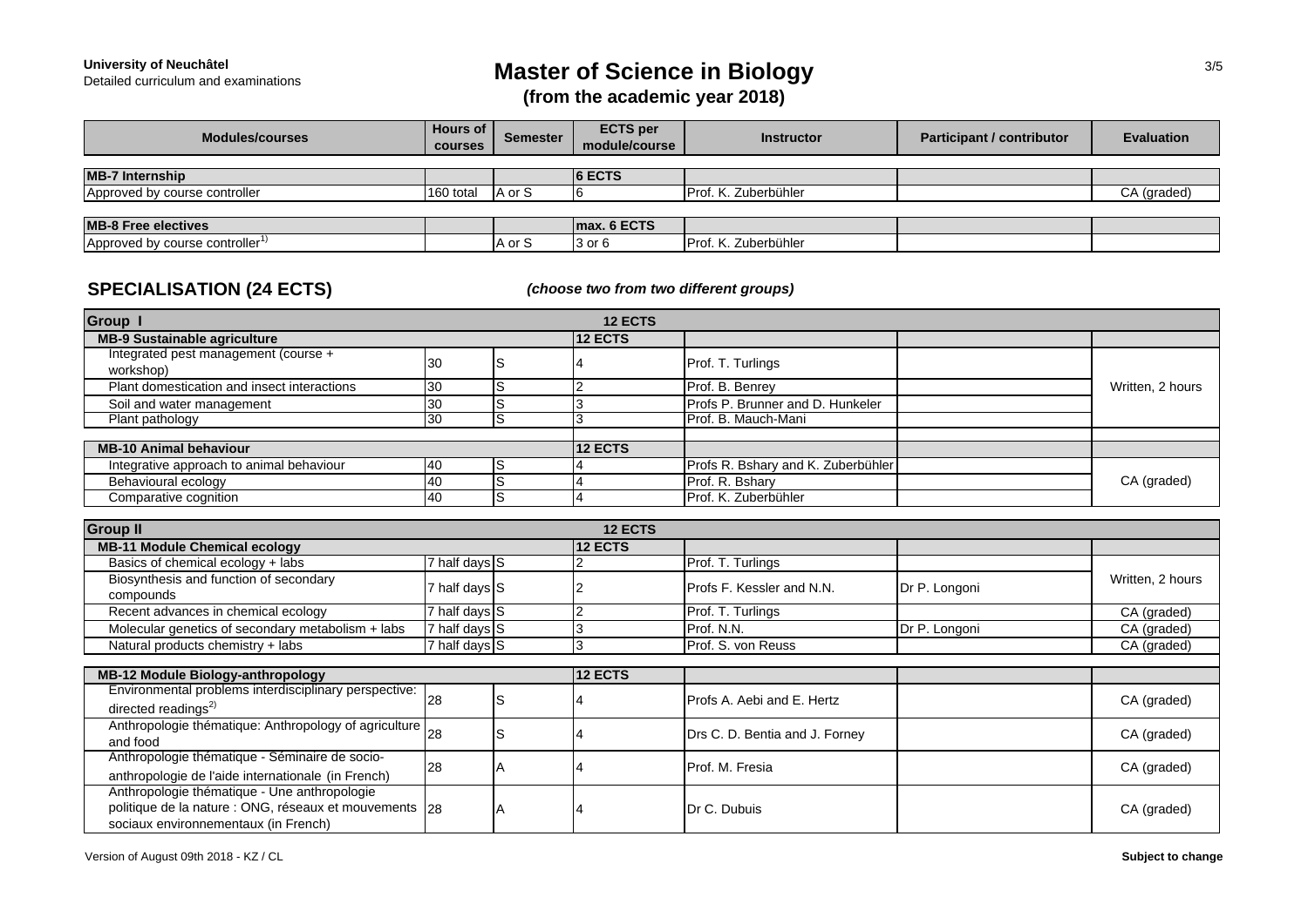**University of Neuchâtel**
Detailed curriculum and examinations

# Master of Science in Biology
## (from the academic year 2018)

| Modules/courses | Hours of courses | Semester | ECTS per module/course | Instructor | Participant / contributor | Evaluation |
|---|---|---|---|---|---|---|
| **MB-7 Internship** | | | **6 ECTS** | | | |
| Approved by course controller | 160 total | A or S | 6 | Prof. K. Zuberbühler | | CA (graded) |
| **MB-8 Free electives** | | | **max. 6 ECTS** | | | |
| Approved by course controller[1)] | | A or S | 3 or 6 | Prof. K. Zuberbühler | | |

## SPECIALISATION (24 ECTS)

***(choose two from two different groups)***

| Modules/courses | Hours of courses | Semester | ECTS per module/course | Instructor | Participant / contributor | Evaluation |
|---|---|---|---|---|---|---|
| **Group I** | | | **12 ECTS** | | | |
| **MB-9 Sustainable agriculture** | | | **12 ECTS** | | | |
| Integrated pest management (course + workshop) | 30 | S | 4 | Prof. T. Turlings | | Written, 2 hours |
| Plant domestication and insect interactions | 30 | S | 2 | Prof. B. Benrey | | |
| Soil and water management | 30 | S | 3 | Profs P. Brunner and D. Hunkeler | | |
| Plant pathology | 30 | S | 3 | Prof. B. Mauch-Mani | | |
| **MB-10 Animal behaviour** | | | **12 ECTS** | | | |
| Integrative approach to animal behaviour | 40 | S | 4 | Profs R. Bshary and K. Zuberbühler | | CA (graded) |
| Behavioural ecology | 40 | S | 4 | Prof. R. Bshary | | |
| Comparative cognition | 40 | S | 4 | Prof. K. Zuberbühler | | |
| **Group II** | | | **12 ECTS** | | | |
| **MB-11 Module Chemical ecology** | | | **12 ECTS** | | | |
| Basics of chemical ecology + labs | 7 half days | S | 2 | Prof. T. Turlings | | Written, 2 hours |
| Biosynthesis and function of secondary compounds | 7 half days | S | 2 | Profs F. Kessler and N.N. | Dr P. Longoni | |
| Recent advances in chemical ecology | 7 half days | S | 2 | Prof. T. Turlings | | CA (graded) |
| Molecular genetics of secondary metabolism + labs | 7 half days | S | 3 | Prof. N.N. | Dr P. Longoni | CA (graded) |
| Natural products chemistry + labs | 7 half days | S | 3 | Prof. S. von Reuss | | CA (graded) |
| **MB-12 Module Biology-anthropology** | | | **12 ECTS** | | | |
| Environmental problems interdisciplinary perspective: directed readings[2)] | 28 | S | 4 | Profs A. Aebi and E. Hertz | | CA (graded) |
| Anthropologie thématique: Anthropology of agriculture and food | 28 | S | 4 | Drs C. D. Bentia and J. Forney | | CA (graded) |
| Anthropologie thématique - Séminaire de socio-anthropologie de l'aide internationale (in French) | 28 | A | 4 | Prof. M. Fresia | | CA (graded) |
| Anthropologie thématique - Une anthropologie politique de la nature : ONG, réseaux et mouvements sociaux environnementaux (in French) | 28 | A | 4 | Dr C. Dubuis | | CA (graded) |

Version of August 09th 2018 - KZ / CL

**Subject to change**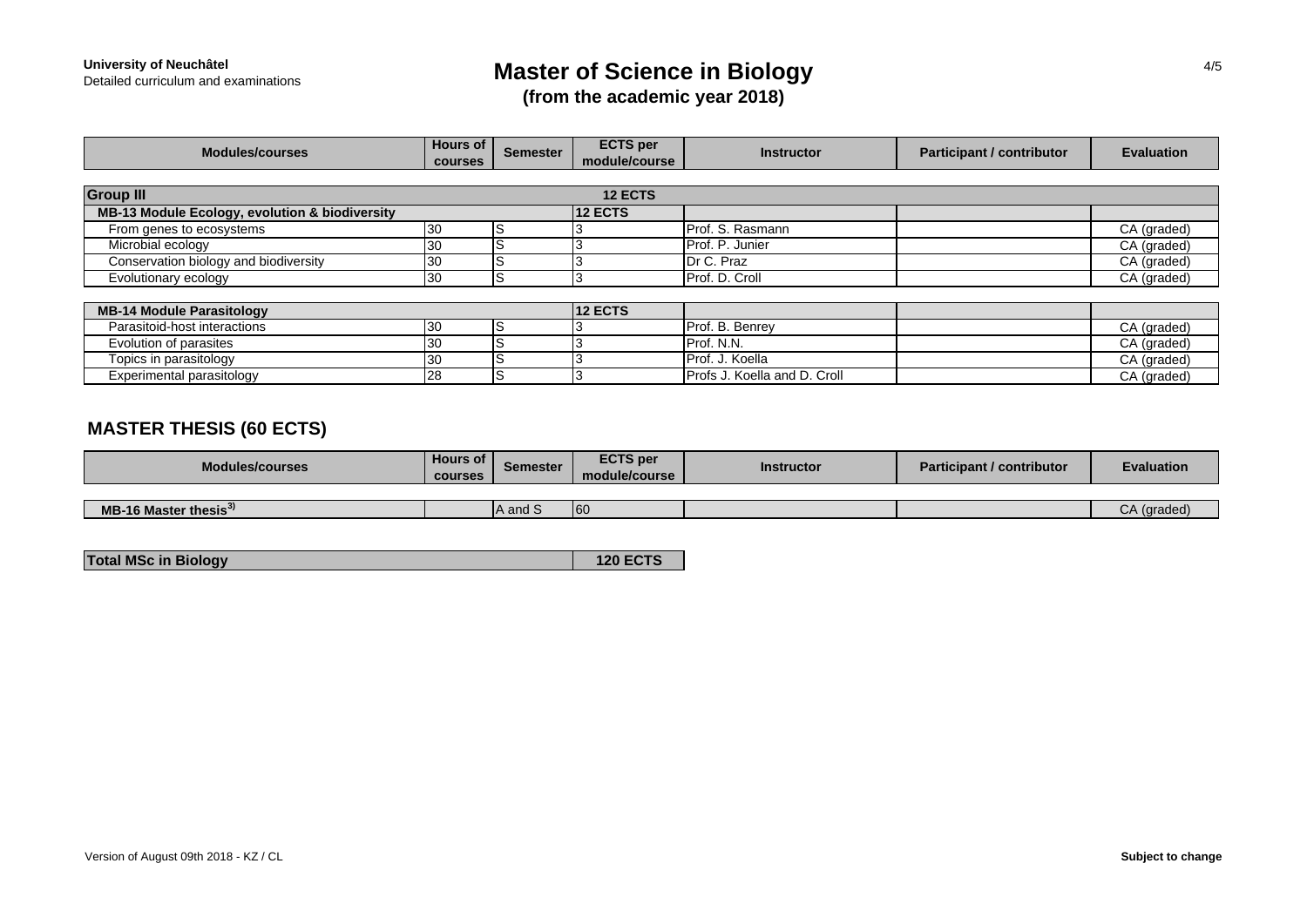| Modules/courses | Hours of courses | Semester | ECTS per module/course | Instructor | Participant / contributor | Evaluation |
|---|---|---|---|---|---|---|
| **Group III** | | | **12 ECTS** | | | |
| **MB-13 Module Ecology, evolution & biodiversity** | | | **12 ECTS** | | | |
| From genes to ecosystems | 30 | S | 3 | Prof. S. Rasmann | | CA (graded) |
| Microbial ecology | 30 | S | 3 | Prof. P. Junier | | CA (graded) |
| Conservation biology and biodiversity | 30 | S | 3 | Dr C. Praz | | CA (graded) |
| Evolutionary ecology | 30 | S | 3 | Prof. D. Croll | | CA (graded) |
| **MB-14 Module Parasitology** | | | **12 ECTS** | | | |
| Parasitoid-host interactions | 30 | S | 3 | Prof. B. Benrey | | CA (graded) |
| Evolution of parasites | 30 | S | 3 | Prof. N.N. | | CA (graded) |
| Topics in parasitology | 30 | S | 3 | Prof. J. Koella | | CA (graded) |
| Experimental parasitology | 28 | S | 3 | Profs J. Koella and D. Croll | | CA (graded) |

## MASTER THESIS (60 ECTS)

| Modules/courses | Hours of courses | Semester | ECTS per module/course | Instructor | Participant / contributor | Evaluation |
|---|---|---|---|---|---|---|
| **MB-16 Master thesis[3)]** | | A and S | 60 | | | CA (graded) |

| **Total MSc in Biology** | **120 ECTS** |
|---|---|

Version of August 09th 2018 - KZ / CL

**Subject to change**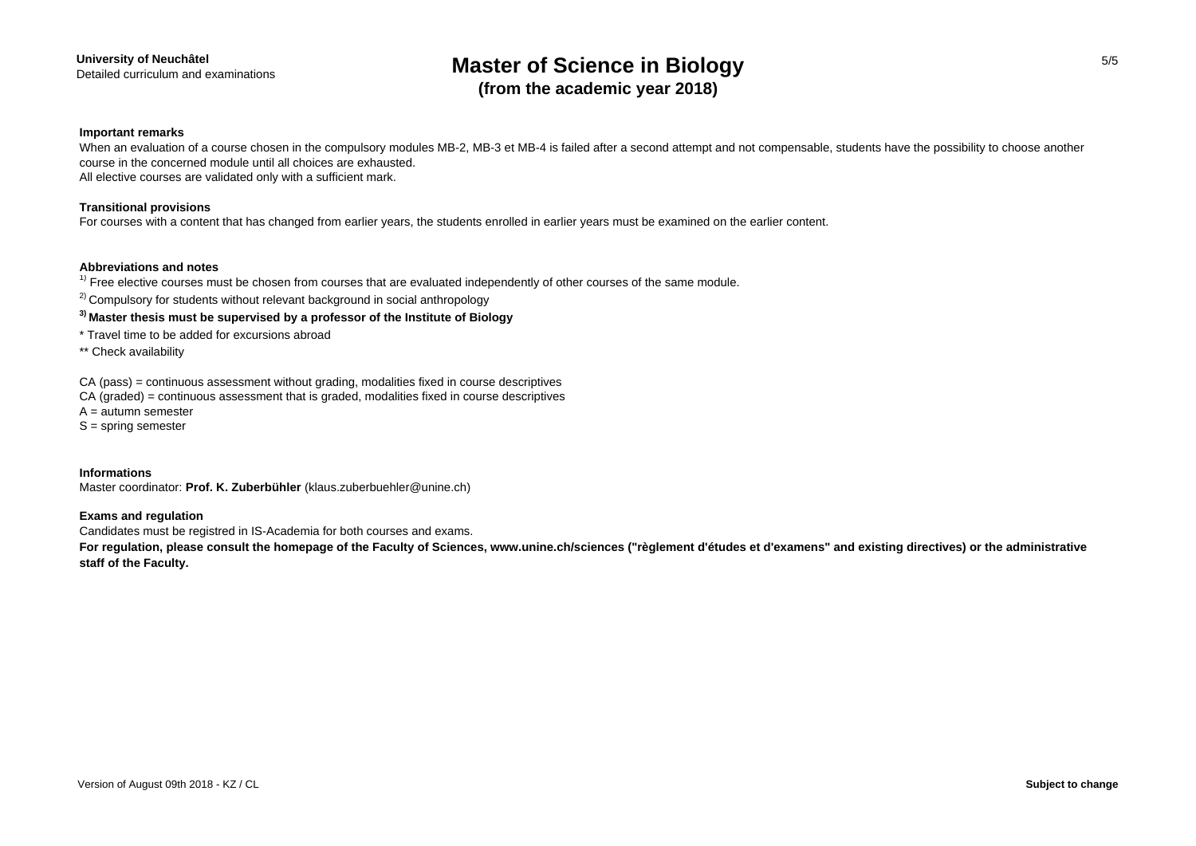**Important remarks**

When an evaluation of a course chosen in the compulsory modules MB-2, MB-3 et MB-4 is failed after a second attempt and not compensable, students have the possibility to choose another course in the concerned module until all choices are exhausted.
All elective courses are validated only with a sufficient mark.

**Transitional provisions**

For courses with a content that has changed from earlier years, the students enrolled in earlier years must be examined on the earlier content.

**Abbreviations and notes**

1) Free elective courses must be chosen from courses that are evaluated independently of other courses of the same module.

2) Compulsory for students without relevant background in social anthropology

**3) Master thesis must be supervised by a professor of the Institute of Biology**

* Travel time to be added for excursions abroad

** Check availability

CA (pass) = continuous assessment without grading, modalities fixed in course descriptives
CA (graded) = continuous assessment that is graded, modalities fixed in course descriptives
A = autumn semester
S = spring semester

**Informations**

Master coordinator: **Prof. K. Zuberbühler** (klaus.zuberbuehler@unine.ch)

**Exams and regulation**

Candidates must be registred in IS-Academia for both courses and exams.
**For regulation, please consult the homepage of the Faculty of Sciences, www.unine.ch/sciences ("règlement d'études et d'examens" and existing directives) or the administrative staff of the Faculty.**

Version of August 09th 2018 - KZ / CL

**Subject to change**